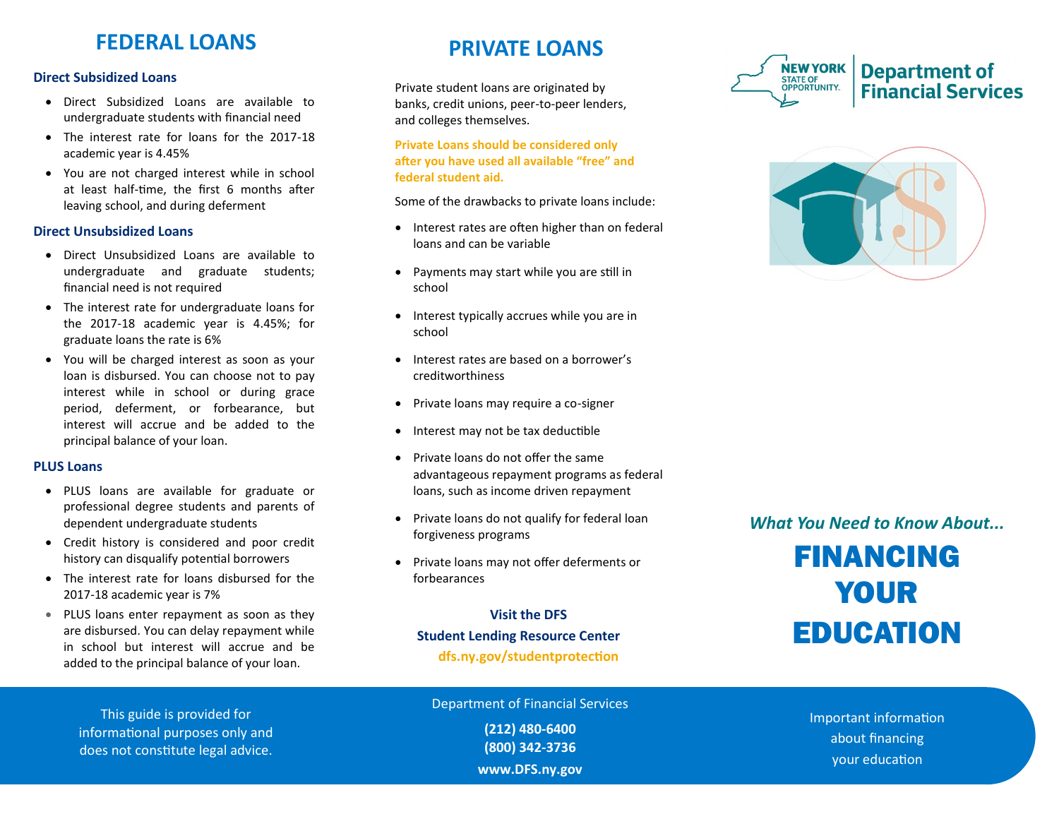# FEDERAL LOANS

### Direct Subsidized Loans

- Direct Subsidized Loans are available to undergraduate students with financial need
- The interest rate for loans for the 2017-18 academic year is 4.45%
- You are not charged interest while in school at least half-time, the first 6 months after leaving school, and during deferment

### Direct Unsubsidized Loans

- Direct Unsubsidized Loans are available to undergraduate and graduate students; financial need is not required
- The interest rate for undergraduate loans for the 2017-18 academic year is 4.45%; for graduate loans the rate is 6%
- You will be charged interest as soon as your loan is disbursed. You can choose not to pay interest while in school or during grace period, deferment, or forbearance, but interest will accrue and be added to the principal balance of your loan.

### PLUS Loans

- PLUS loans are available for graduate or professional degree students and parents of dependent undergraduate students
- Credit history is considered and poor credit history can disqualify potential borrowers
- The interest rate for loans disbursed for the 2017-18 academic year is 7%
- PLUS loans enter repayment as soon as they are disbursed. You can delay repayment while in school but interest will accrue and be added to the principal balance of your loan.

# PRIVATE LOANS

Private student loans are originated by banks, credit unions, peer-to-peer lenders, and colleges themselves.

**Private Loans should be considered only after you have used all available "free" and federal student aid.**

Some of the drawbacks to private loans include:

- Interest rates are often higher than on federal loans and can be variable
- Payments may start while you are still in school
- Interest typically accrues while you are in school
- Interest rates are based on a borrower's creditworthiness
- Private loans may require a co-signer
- Interest may not be tax deductible
- Private loans do not offer the same advantageous repayment programs as federal loans, such as income driven repayment
- Private loans do not qualify for federal loan forgiveness programs
- Private loans may not offer deferments or forbearances

**Visit the DFS Student Lending Resource Center**
**dfs.ny.gov/studentprotection**

NEW YORK STATE OF OPPORTUNITY. | Department of Financial Services

*What You Need to Know About...*

# FINANCING YOUR EDUCATION

This guide is provided for informational purposes only and does not constitute legal advice.

Department of Financial Services
**(212) 480-6400**
**(800) 342-3736**
**www.DFS.ny.gov**

Important information about financing your education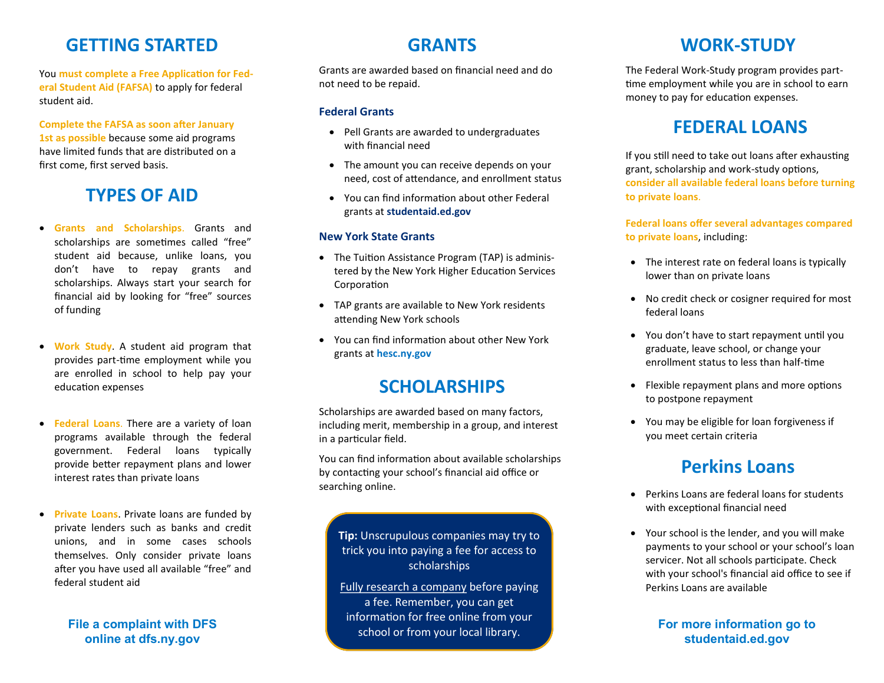## GETTING STARTED

You **must complete a Free Application for Federal Student Aid (FAFSA)** to apply for federal student aid.

**Complete the FAFSA as soon after January 1st as possible** because some aid programs have limited funds that are distributed on a first come, first served basis.

## TYPES OF AID

- **Grants and Scholarships.** Grants and scholarships are sometimes called "free" student aid because, unlike loans, you don't have to repay grants and scholarships. Always start your search for financial aid by looking for "free" sources of funding
- **Work Study**. A student aid program that provides part-time employment while you are enrolled in school to help pay your education expenses
- **Federal Loans.** There are a variety of loan programs available through the federal government. Federal loans typically provide better repayment plans and lower interest rates than private loans
- **Private Loans**. Private loans are funded by private lenders such as banks and credit unions, and in some cases schools themselves. Only consider private loans after you have used all available "free" and federal student aid

**File a complaint with DFS online at dfs.ny.gov**

## GRANTS

Grants are awarded based on financial need and do not need to be repaid.

### Federal Grants

- Pell Grants are awarded to undergraduates with financial need
- The amount you can receive depends on your need, cost of attendance, and enrollment status
- You can find information about other Federal grants at **studentaid.ed.gov**

### New York State Grants

- The Tuition Assistance Program (TAP) is administered by the New York Higher Education Services Corporation
- TAP grants are available to New York residents attending New York schools
- You can find information about other New York grants at **hesc.ny.gov**

## SCHOLARSHIPS

Scholarships are awarded based on many factors, including merit, membership in a group, and interest in a particular field.

You can find information about available scholarships by contacting your school's financial aid office or searching online.

**Tip:** Unscrupulous companies may try to trick you into paying a fee for access to scholarships

Fully research a company before paying a fee. Remember, you can get information for free online from your school or from your local library.

## WORK-STUDY

The Federal Work-Study program provides part-time employment while you are in school to earn money to pay for education expenses.

## FEDERAL LOANS

If you still need to take out loans after exhausting grant, scholarship and work-study options, **consider all available federal loans before turning to private loans.**

**Federal loans offer several advantages compared to private loans**, including:

- The interest rate on federal loans is typically lower than on private loans
- No credit check or cosigner required for most federal loans
- You don't have to start repayment until you graduate, leave school, or change your enrollment status to less than half-time
- Flexible repayment plans and more options to postpone repayment
- You may be eligible for loan forgiveness if you meet certain criteria

## Perkins Loans

- Perkins Loans are federal loans for students with exceptional financial need
- Your school is the lender, and you will make payments to your school or your school's loan servicer. Not all schools participate. Check with your school's financial aid office to see if Perkins Loans are available

**For more information go to studentaid.ed.gov**